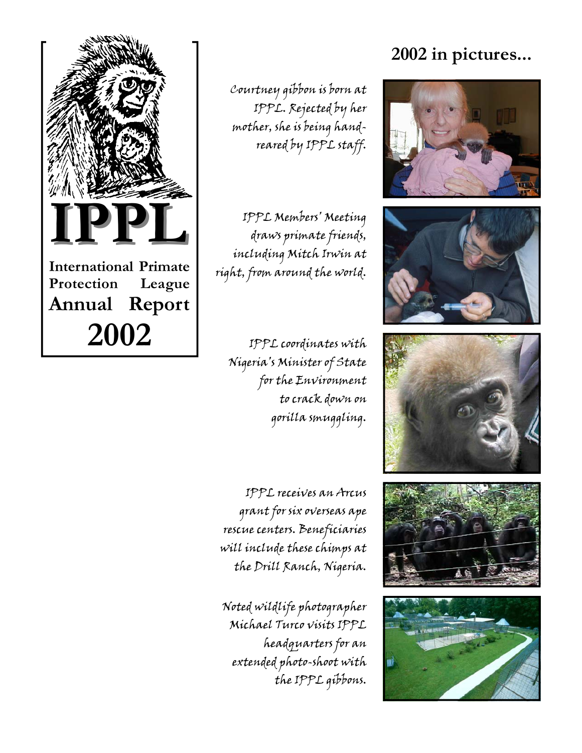# IPPL

**International Primate Protection League**

**Annual Report**

**2002**

## 2002 in pictures...

*Courtney gibbon is born at IPPL. Rejected by her mother, she is being hand-reared by IPPL staff.*

*IPPL Members' Meeting draws primate friends, including Mitch Irwin at right, from around the world.*

*IPPL coordinates with Nigeria's Minister of State for the Environment to crack down on gorilla smuggling.*

*IPPL receives an Arcus grant for six overseas ape rescue centers. Beneficiaries will include these chimps at the Drill Ranch, Nigeria.*

*Noted wildlife photographer Michael Turco visits IPPL headquarters for an extended photo-shoot with the IPPL gibbons.*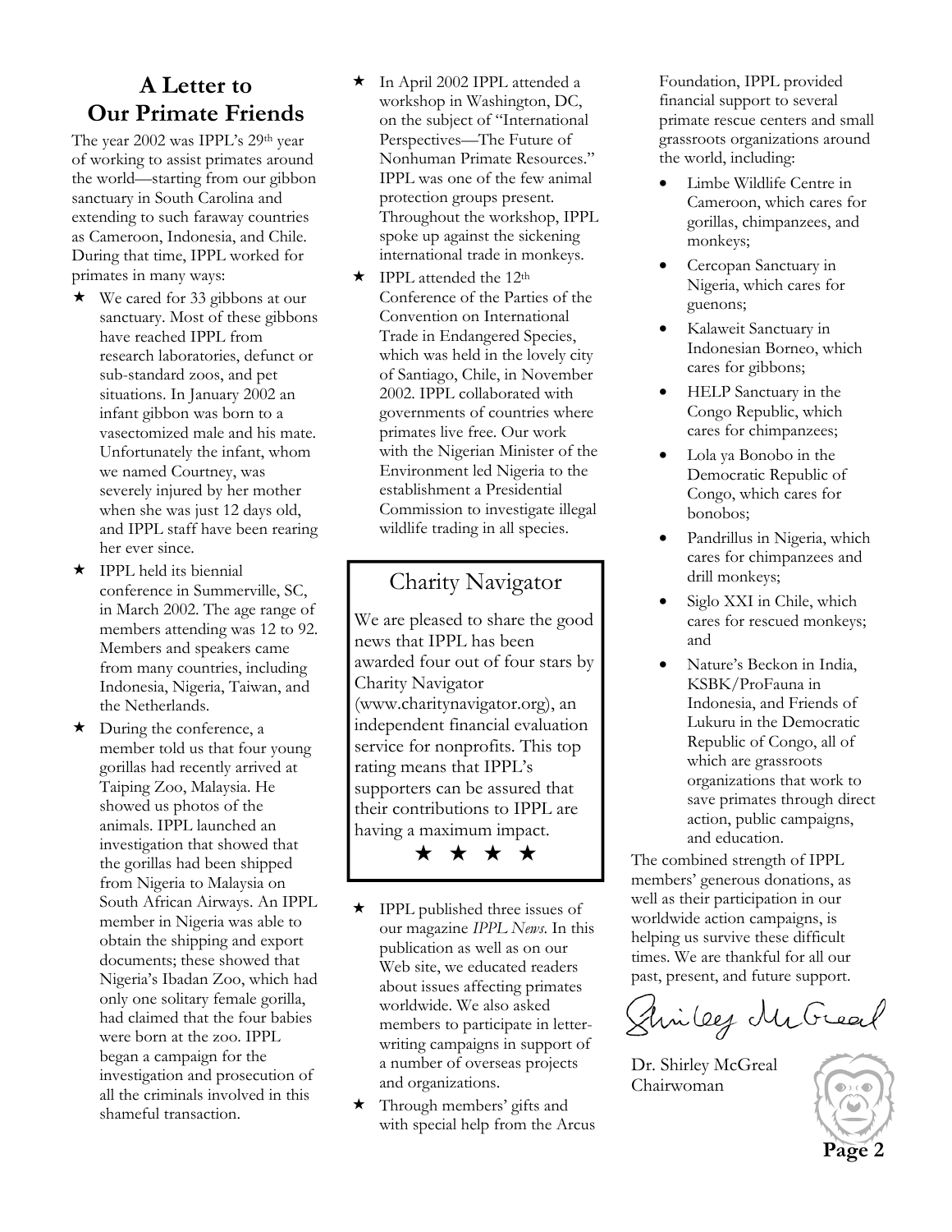## A Letter to Our Primate Friends

The year 2002 was IPPL's 29th year of working to assist primates around the world—starting from our gibbon sanctuary in South Carolina and extending to such faraway countries as Cameroon, Indonesia, and Chile. During that time, IPPL worked for primates in many ways:

- ★ We cared for 33 gibbons at our sanctuary. Most of these gibbons have reached IPPL from research laboratories, defunct or sub-standard zoos, and pet situations. In January 2002 an infant gibbon was born to a vasectomized male and his mate. Unfortunately the infant, whom we named Courtney, was severely injured by her mother when she was just 12 days old, and IPPL staff have been rearing her ever since.
- ★ IPPL held its biennial conference in Summerville, SC, in March 2002. The age range of members attending was 12 to 92. Members and speakers came from many countries, including Indonesia, Nigeria, Taiwan, and the Netherlands.
- ★ During the conference, a member told us that four young gorillas had recently arrived at Taiping Zoo, Malaysia. He showed us photos of the animals. IPPL launched an investigation that showed that the gorillas had been shipped from Nigeria to Malaysia on South African Airways. An IPPL member in Nigeria was able to obtain the shipping and export documents; these showed that Nigeria's Ibadan Zoo, which had only one solitary female gorilla, had claimed that the four babies were born at the zoo. IPPL began a campaign for the investigation and prosecution of all the criminals involved in this shameful transaction.
- ★ In April 2002 IPPL attended a workshop in Washington, DC, on the subject of "International Perspectives—The Future of Nonhuman Primate Resources." IPPL was one of the few animal protection groups present. Throughout the workshop, IPPL spoke up against the sickening international trade in monkeys.
- ★ IPPL attended the 12th Conference of the Parties of the Convention on International Trade in Endangered Species, which was held in the lovely city of Santiago, Chile, in November 2002. IPPL collaborated with governments of countries where primates live free. Our work with the Nigerian Minister of the Environment led Nigeria to the establishment a Presidential Commission to investigate illegal wildlife trading in all species.

### Charity Navigator

We are pleased to share the good news that IPPL has been awarded four out of four stars by Charity Navigator (www.charitynavigator.org), an independent financial evaluation service for nonprofits. This top rating means that IPPL's supporters can be assured that their contributions to IPPL are having a maximum impact.

★ ★ ★ ★

- ★ IPPL published three issues of our magazine *IPPL News*. In this publication as well as on our Web site, we educated readers about issues affecting primates worldwide. We also asked members to participate in letter-writing campaigns in support of a number of overseas projects and organizations.
- ★ Through members' gifts and with special help from the Arcus Foundation, IPPL provided financial support to several primate rescue centers and small grassroots organizations around the world, including:
  - Limbe Wildlife Centre in Cameroon, which cares for gorillas, chimpanzees, and monkeys;
  - Cercopan Sanctuary in Nigeria, which cares for guenons;
  - Kalaweit Sanctuary in Indonesian Borneo, which cares for gibbons;
  - HELP Sanctuary in the Congo Republic, which cares for chimpanzees;
  - Lola ya Bonobo in the Democratic Republic of Congo, which cares for bonobos;
  - Pandrillus in Nigeria, which cares for chimpanzees and drill monkeys;
  - Siglo XXI in Chile, which cares for rescued monkeys; and
  - Nature's Beckon in India, KSBK/ProFauna in Indonesia, and Friends of Lukuru in the Democratic Republic of Congo, all of which are grassroots organizations that work to save primates through direct action, public campaigns, and education.

The combined strength of IPPL members' generous donations, as well as their participation in our worldwide action campaigns, is helping us survive these difficult times. We are thankful for all our past, present, and future support.

Shirley McGreal

Dr. Shirley McGreal
Chairwoman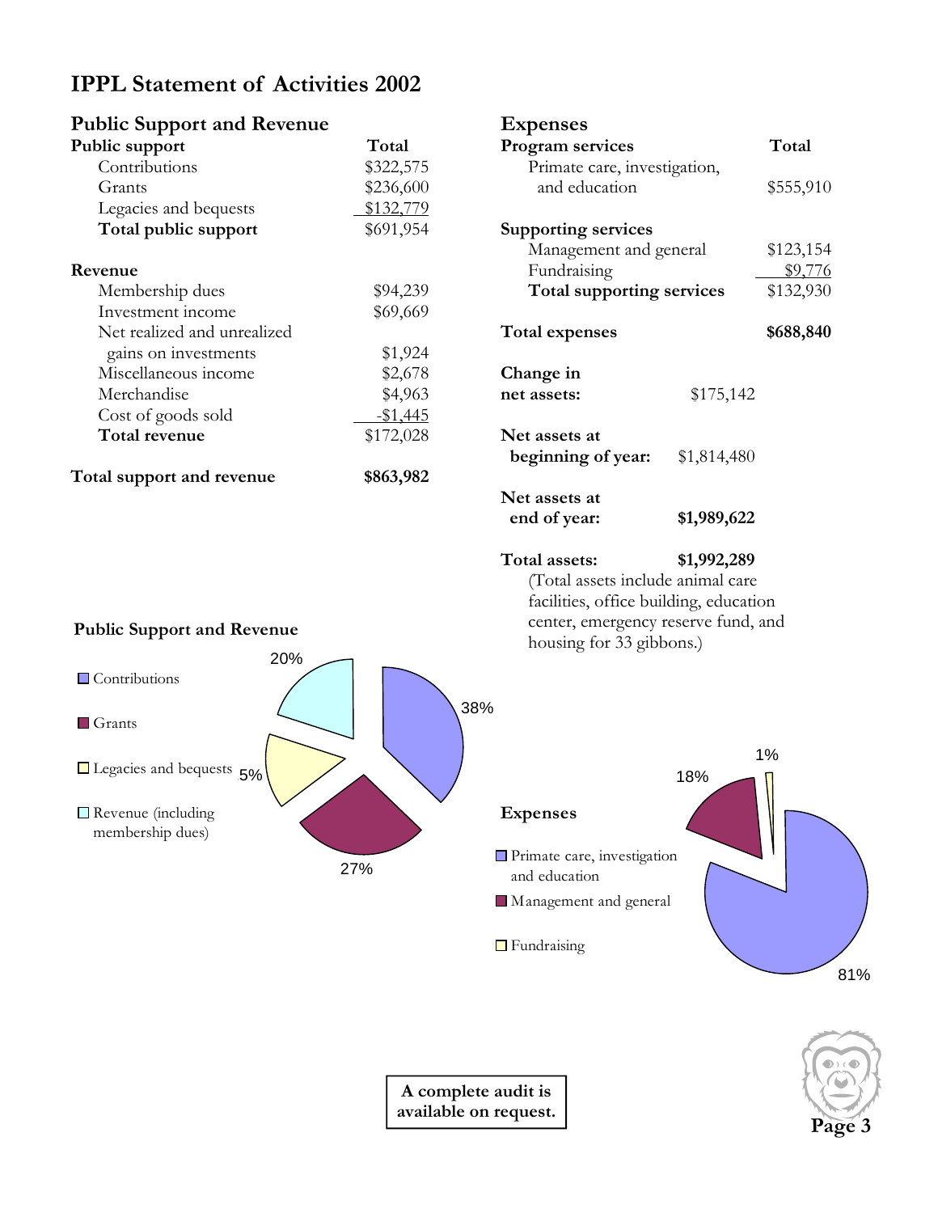# IPPL Statement of Activities 2002

## Public Support and Revenue

| Public support | Total |
|---|---|
| Contributions | $322,575 |
| Grants | $236,600 |
| Legacies and bequests | $132,779 |
| **Total public support** | $691,954 |
| **Revenue** | |
| Membership dues | $94,239 |
| Investment income | $69,669 |
| Net realized and unrealized gains on investments | $1,924 |
| Miscellaneous income | $2,678 |
| Merchandise | $4,963 |
| Cost of goods sold | -$1,445 |
| **Total revenue** | $172,028 |
| **Total support and revenue** | **$863,982** |

## Expenses

| Program services | Total |
|---|---|
| Primate care, investigation, and education | $555,910 |
| **Supporting services** | |
| Management and general | $123,154 |
| Fundraising | $9,776 |
| **Total supporting services** | $132,930 |
| **Total expenses** | **$688,840** |

**Change in net assets:** $175,142

**Net assets at beginning of year:** $1,814,480

**Net assets at end of year:** **$1,989,622**

**Total assets:** **$1,992,289**
(Total assets include animal care facilities, office building, education center, emergency reserve fund, and housing for 33 gibbons.)

### Public Support and Revenue

- Contributions: 38%
- Grants: 27%
- Legacies and bequests: 5%
- Revenue (including membership dues): 20%

### Expenses

- Primate care, investigation and education: 81%
- Management and general: 18%
- Fundraising: 1%

**A complete audit is available on request.**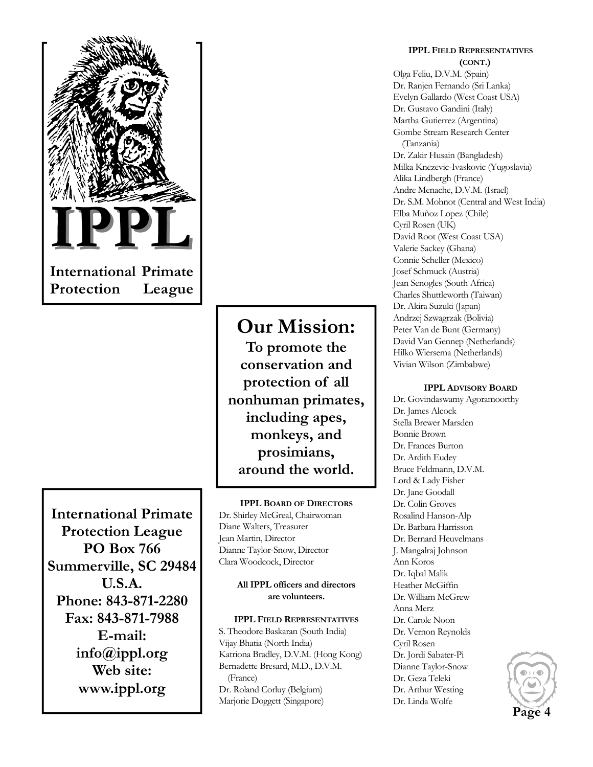**IPPL**

**International Primate Protection League**

# Our Mission:

**To promote the conservation and protection of all nonhuman primates, including apes, monkeys, and prosimians, around the world.**

**International Primate Protection League**
**PO Box 766**
**Summerville, SC 29484**
**U.S.A.**
**Phone: 843-871-2280**
**Fax: 843-871-7988**
**E-mail: info@ippl.org**
**Web site: www.ippl.org**

### IPPL Board of Directors

Dr. Shirley McGreal, Chairwoman
Diane Walters, Treasurer
Jean Martin, Director
Dianne Taylor-Snow, Director
Clara Woodcock, Director

**All IPPL officers and directors are volunteers.**

### IPPL Field Representatives

S. Theodore Baskaran (South India)
Vijay Bhatia (North India)
Katriona Bradley, D.V.M. (Hong Kong)
Bernadette Bresard, M.D., D.V.M. (France)
Dr. Roland Corluy (Belgium)
Marjorie Doggett (Singapore)

### IPPL Field Representatives (cont.)

Olga Feliu, D.V.M. (Spain)
Dr. Ranjen Fernando (Sri Lanka)
Evelyn Gallardo (West Coast USA)
Dr. Gustavo Gandini (Italy)
Martha Gutierrez (Argentina)
Gombe Stream Research Center (Tanzania)
Dr. Zakir Husain (Bangladesh)
Milka Knezevic-Ivaskovic (Yugoslavia)
Alika Lindbergh (France)
Andre Menache, D.V.M. (Israel)
Dr. S.M. Mohnot (Central and West India)
Elba Muñoz Lopez (Chile)
Cyril Rosen (UK)
David Root (West Coast USA)
Valerie Sackey (Ghana)
Connie Scheller (Mexico)
Josef Schmuck (Austria)
Jean Senogles (South Africa)
Charles Shuttleworth (Taiwan)
Dr. Akira Suzuki (Japan)
Andrzej Szwagrzak (Bolivia)
Peter Van de Bunt (Germany)
David Van Gennep (Netherlands)
Hilko Wiersema (Netherlands)
Vivian Wilson (Zimbabwe)

### IPPL Advisory Board

Dr. Govindaswamy Agoramoorthy
Dr. James Alcock
Stella Brewer Marsden
Bonnie Brown
Dr. Frances Burton
Dr. Ardith Eudey
Bruce Feldmann, D.V.M.
Lord & Lady Fisher
Dr. Jane Goodall
Dr. Colin Groves
Rosalind Hanson-Alp
Dr. Barbara Harrisson
Dr. Bernard Heuvelmans
J. Mangalraj Johnson
Ann Koros
Dr. Iqbal Malik
Heather McGiffin
Dr. William McGrew
Anna Merz
Dr. Carole Noon
Dr. Vernon Reynolds
Cyril Rosen
Dr. Jordi Sabater-Pi
Dianne Taylor-Snow
Dr. Geza Teleki
Dr. Arthur Westing
Dr. Linda Wolfe